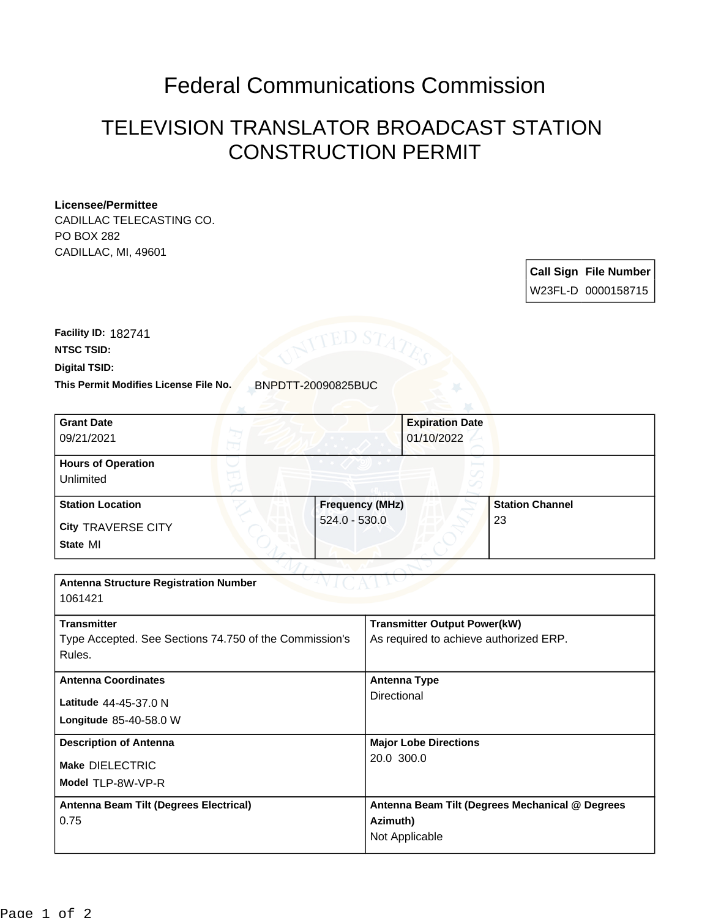# Federal Communications Commission

## TELEVISION TRANSLATOR BROADCAST STATION CONSTRUCTION PERMIT

**Licensee/Permittee**
CADILLAC TELECASTING CO.
PO BOX 282
CADILLAC, MI, 49601

| Call Sign | File Number |
| --- | --- |
| W23FL-D | 0000158715 |

**Facility ID:** 182741
**NTSC TSID:**
**Digital TSID:**
**This Permit Modifies License File No.** BNPDTT-20090825BUC

| Grant Date | Expiration Date |
| --- | --- |
| 09/21/2021 | 01/10/2022 |

**Hours of Operation**
Unlimited

| Station Location | Frequency (MHz) | Station Channel |
| --- | --- | --- |
| City TRAVERSE CITY<br>State MI | 524.0 - 530.0 | 23 |

**Antenna Structure Registration Number**
1061421

| Transmitter | Transmitter Output Power(kW) |
| --- | --- |
| Type Accepted. See Sections 74.750 of the Commission's Rules. | As required to achieve authorized ERP. |

| Antenna Coordinates | Antenna Type |
| --- | --- |
| Latitude 44-45-37.0 N<br>Longitude 85-40-58.0 W | Directional |

| Description of Antenna | Major Lobe Directions |
| --- | --- |
| Make DIELECTRIC<br>Model TLP-8W-VP-R | 20.0 300.0 |

| Antenna Beam Tilt (Degrees Electrical) | Antenna Beam Tilt (Degrees Mechanical @ Degrees Azimuth) |
| --- | --- |
| 0.75 | Not Applicable |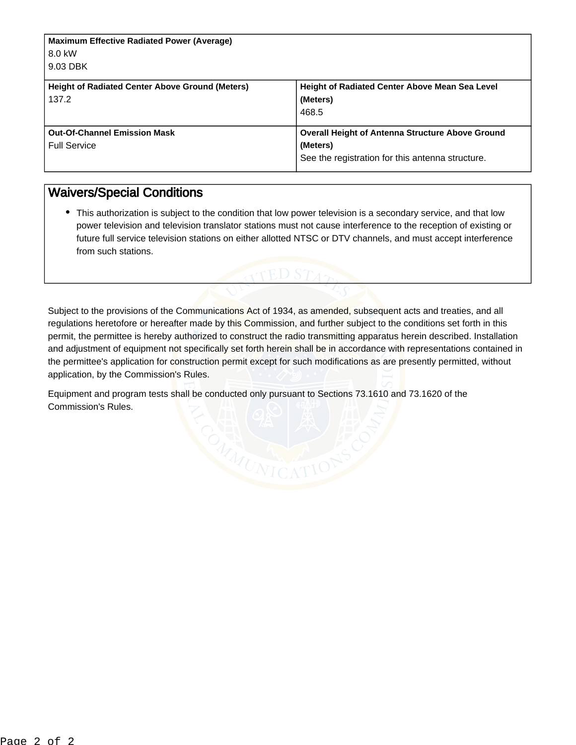| | |
|---|---|
| **Maximum Effective Radiated Power (Average)**<br>8.0 kW<br>9.03 DBK | |
| **Height of Radiated Center Above Ground (Meters)**<br>137.2 | **Height of Radiated Center Above Mean Sea Level (Meters)**<br>468.5 |
| **Out-Of-Channel Emission Mask**<br>Full Service | **Overall Height of Antenna Structure Above Ground (Meters)**<br>See the registration for this antenna structure. |

## Waivers/Special Conditions

- This authorization is subject to the condition that low power television is a secondary service, and that low power television and television translator stations must not cause interference to the reception of existing or future full service television stations on either allotted NTSC or DTV channels, and must accept interference from such stations.

Subject to the provisions of the Communications Act of 1934, as amended, subsequent acts and treaties, and all regulations heretofore or hereafter made by this Commission, and further subject to the conditions set forth in this permit, the permittee is hereby authorized to construct the radio transmitting apparatus herein described. Installation and adjustment of equipment not specifically set forth herein shall be in accordance with representations contained in the permittee's application for construction permit except for such modifications as are presently permitted, without application, by the Commission's Rules.

Equipment and program tests shall be conducted only pursuant to Sections 73.1610 and 73.1620 of the Commission's Rules.